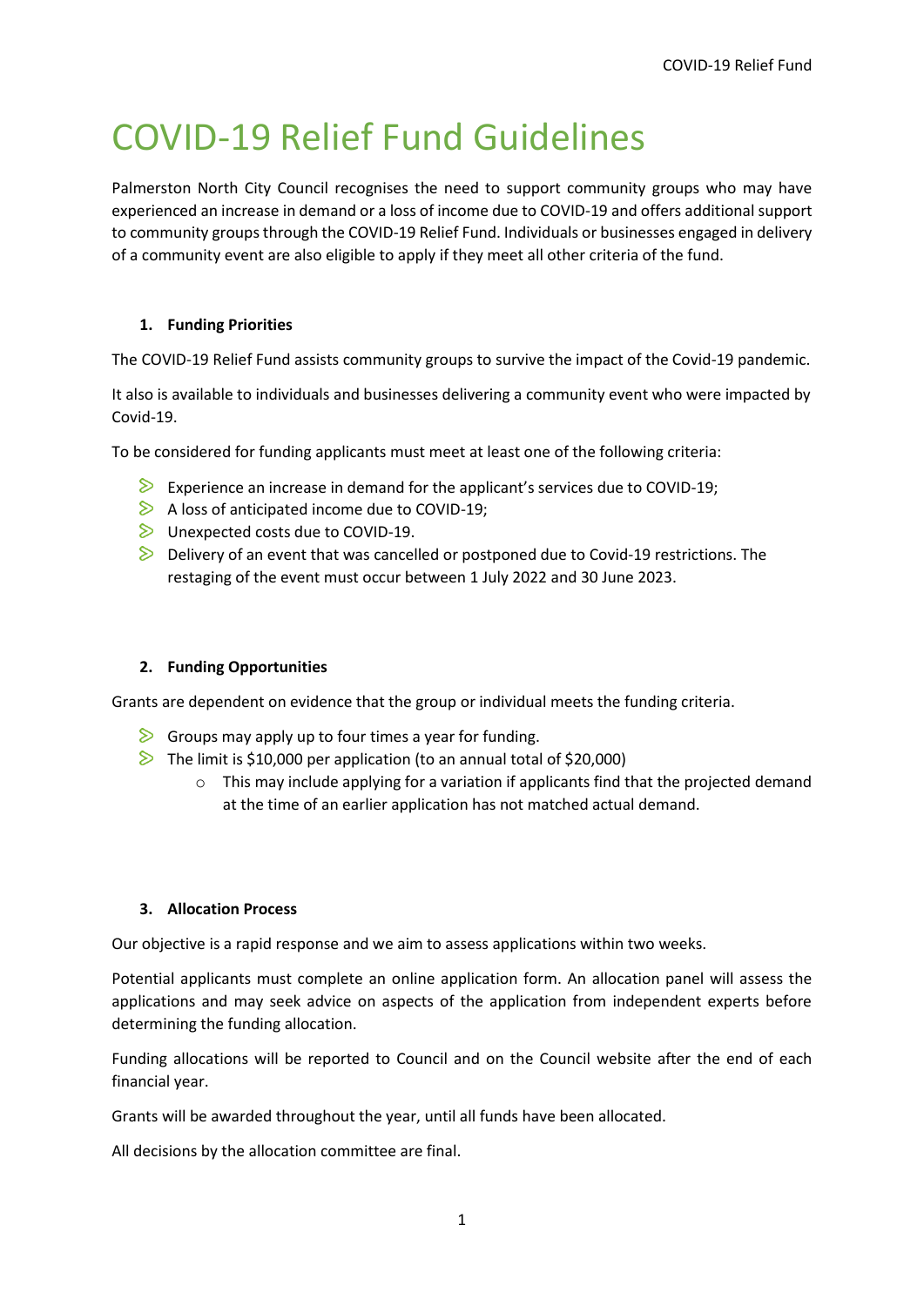# COVID-19 Relief Fund Guidelines

Palmerston North City Council recognises the need to support community groups who may have experienced an increase in demand or a loss of income due to COVID-19 and offers additional support to community groups through the COVID-19 Relief Fund. Individuals or businesses engaged in delivery of a community event are also eligible to apply if they meet all other criteria of the fund.

## 1. Funding Priorities

The COVID-19 Relief Fund assists community groups to survive the impact of the Covid-19 pandemic.

It also is available to individuals and businesses delivering a community event who were impacted by Covid-19.

To be considered for funding applicants must meet at least one of the following criteria:

- Experience an increase in demand for the applicant's services due to COVID-19;
- A loss of anticipated income due to COVID-19;
- Unexpected costs due to COVID-19.
- Delivery of an event that was cancelled or postponed due to Covid-19 restrictions. The restaging of the event must occur between 1 July 2022 and 30 June 2023.

## 2. Funding Opportunities

Grants are dependent on evidence that the group or individual meets the funding criteria.

- Groups may apply up to four times a year for funding.
- The limit is $10,000 per application (to an annual total of $20,000)
  - This may include applying for a variation if applicants find that the projected demand at the time of an earlier application has not matched actual demand.

## 3. Allocation Process

Our objective is a rapid response and we aim to assess applications within two weeks.

Potential applicants must complete an online application form. An allocation panel will assess the applications and may seek advice on aspects of the application from independent experts before determining the funding allocation.

Funding allocations will be reported to Council and on the Council website after the end of each financial year.

Grants will be awarded throughout the year, until all funds have been allocated.

All decisions by the allocation committee are final.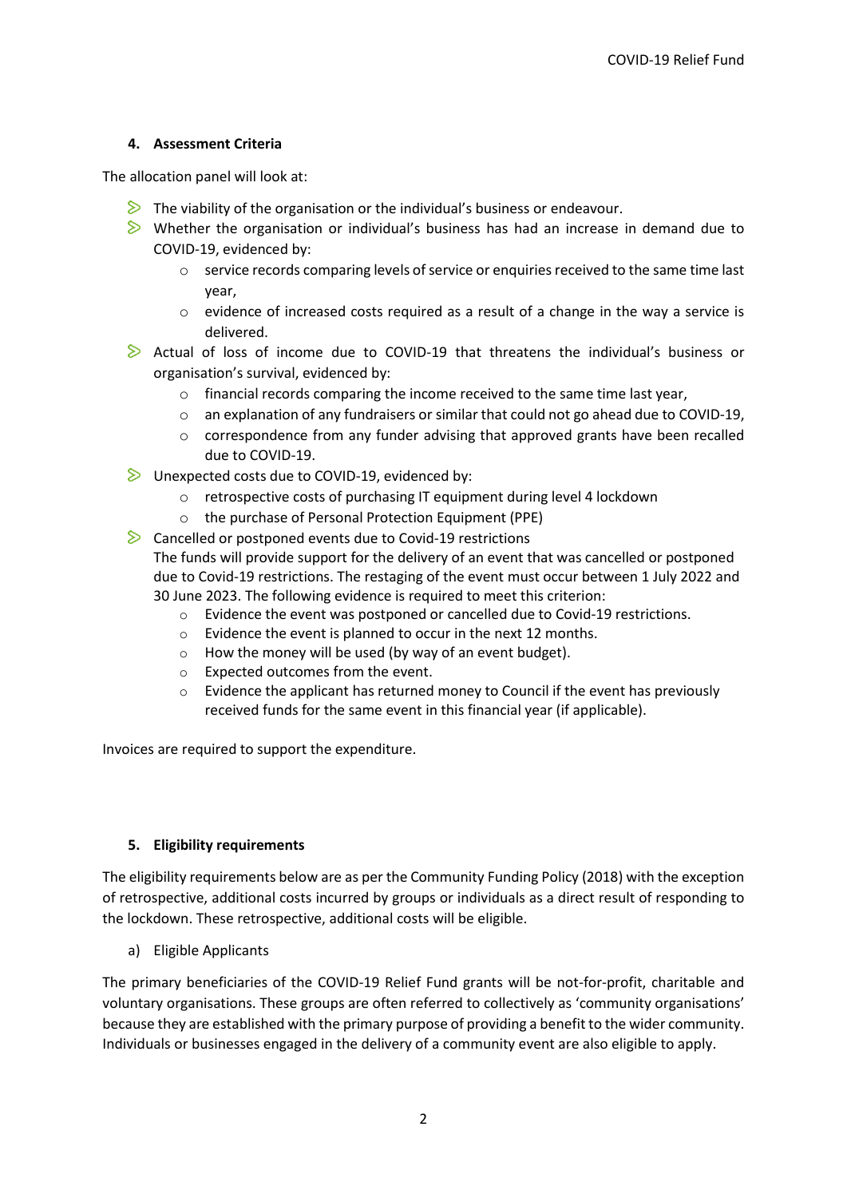#### 4. Assessment Criteria

The allocation panel will look at:

- The viability of the organisation or the individual's business or endeavour.
- Whether the organisation or individual's business has had an increase in demand due to COVID-19, evidenced by:
  - service records comparing levels of service or enquiries received to the same time last year,
  - evidence of increased costs required as a result of a change in the way a service is delivered.
- Actual of loss of income due to COVID-19 that threatens the individual's business or organisation's survival, evidenced by:
  - financial records comparing the income received to the same time last year,
  - an explanation of any fundraisers or similar that could not go ahead due to COVID-19,
  - correspondence from any funder advising that approved grants have been recalled due to COVID-19.
- Unexpected costs due to COVID-19, evidenced by:
  - retrospective costs of purchasing IT equipment during level 4 lockdown
  - the purchase of Personal Protection Equipment (PPE)
- Cancelled or postponed events due to Covid-19 restrictions
  The funds will provide support for the delivery of an event that was cancelled or postponed due to Covid-19 restrictions. The restaging of the event must occur between 1 July 2022 and 30 June 2023. The following evidence is required to meet this criterion:
  - Evidence the event was postponed or cancelled due to Covid-19 restrictions.
  - Evidence the event is planned to occur in the next 12 months.
  - How the money will be used (by way of an event budget).
  - Expected outcomes from the event.
  - Evidence the applicant has returned money to Council if the event has previously received funds for the same event in this financial year (if applicable).

Invoices are required to support the expenditure.

#### 5. Eligibility requirements

The eligibility requirements below are as per the Community Funding Policy (2018) with the exception of retrospective, additional costs incurred by groups or individuals as a direct result of responding to the lockdown. These retrospective, additional costs will be eligible.

a) Eligible Applicants

The primary beneficiaries of the COVID-19 Relief Fund grants will be not-for-profit, charitable and voluntary organisations. These groups are often referred to collectively as 'community organisations' because they are established with the primary purpose of providing a benefit to the wider community. Individuals or businesses engaged in the delivery of a community event are also eligible to apply.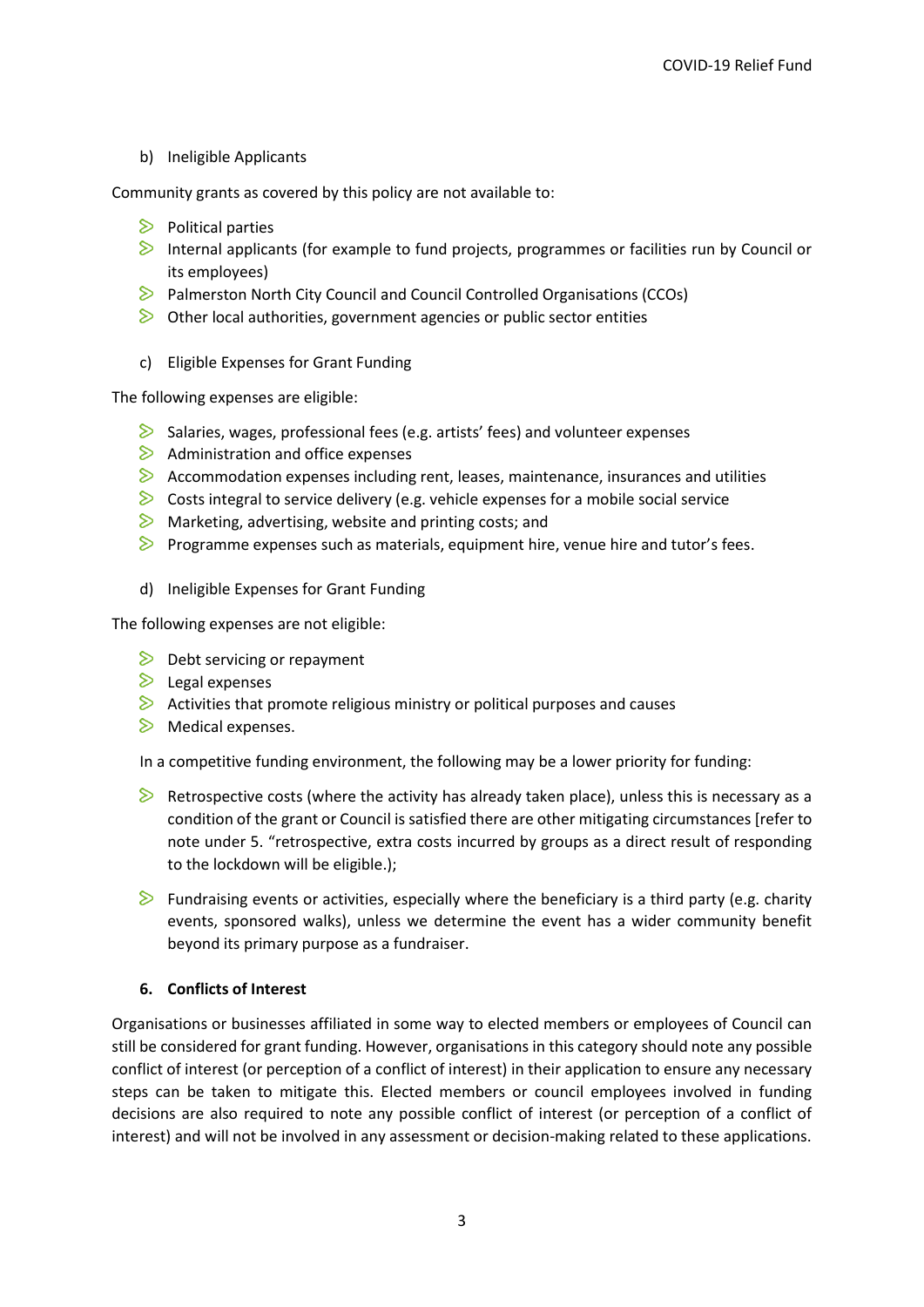b) Ineligible Applicants

Community grants as covered by this policy are not available to:

- Political parties
- Internal applicants (for example to fund projects, programmes or facilities run by Council or its employees)
- Palmerston North City Council and Council Controlled Organisations (CCOs)
- Other local authorities, government agencies or public sector entities

c) Eligible Expenses for Grant Funding

The following expenses are eligible:

- Salaries, wages, professional fees (e.g. artists' fees) and volunteer expenses
- Administration and office expenses
- Accommodation expenses including rent, leases, maintenance, insurances and utilities
- Costs integral to service delivery (e.g. vehicle expenses for a mobile social service
- Marketing, advertising, website and printing costs; and
- Programme expenses such as materials, equipment hire, venue hire and tutor's fees.

d) Ineligible Expenses for Grant Funding

The following expenses are not eligible:

- Debt servicing or repayment
- Legal expenses
- Activities that promote religious ministry or political purposes and causes
- Medical expenses.

In a competitive funding environment, the following may be a lower priority for funding:

- Retrospective costs (where the activity has already taken place), unless this is necessary as a condition of the grant or Council is satisfied there are other mitigating circumstances [refer to note under 5. "retrospective, extra costs incurred by groups as a direct result of responding to the lockdown will be eligible.);
- Fundraising events or activities, especially where the beneficiary is a third party (e.g. charity events, sponsored walks), unless we determine the event has a wider community benefit beyond its primary purpose as a fundraiser.

## 6. Conflicts of Interest

Organisations or businesses affiliated in some way to elected members or employees of Council can still be considered for grant funding. However, organisations in this category should note any possible conflict of interest (or perception of a conflict of interest) in their application to ensure any necessary steps can be taken to mitigate this. Elected members or council employees involved in funding decisions are also required to note any possible conflict of interest (or perception of a conflict of interest) and will not be involved in any assessment or decision-making related to these applications.